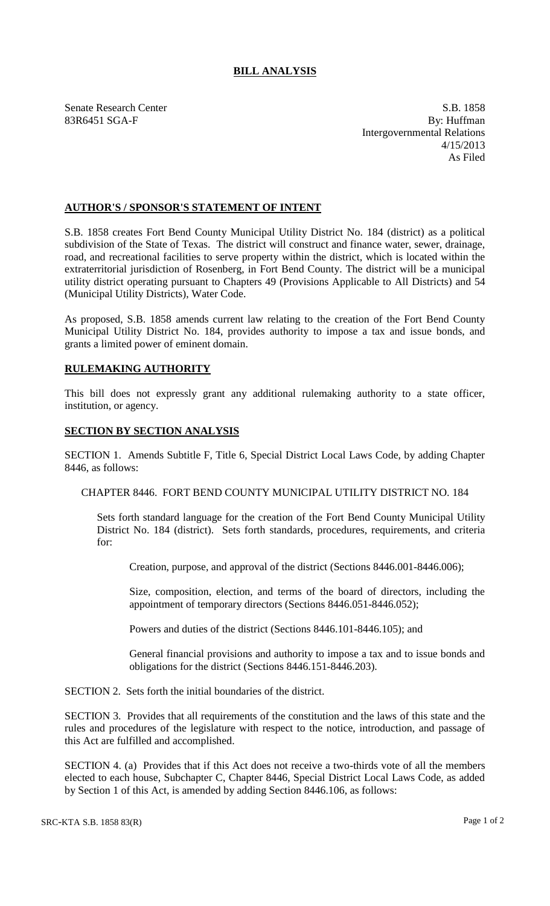# BILL ANALYSIS

Senate Research Center
83R6451 SGA-F

S.B. 1858
By: Huffman
Intergovernmental Relations
4/15/2013
As Filed

## AUTHOR'S / SPONSOR'S STATEMENT OF INTENT

S.B. 1858 creates Fort Bend County Municipal Utility District No. 184 (district) as a political subdivision of the State of Texas. The district will construct and finance water, sewer, drainage, road, and recreational facilities to serve property within the district, which is located within the extraterritorial jurisdiction of Rosenberg, in Fort Bend County. The district will be a municipal utility district operating pursuant to Chapters 49 (Provisions Applicable to All Districts) and 54 (Municipal Utility Districts), Water Code.

As proposed, S.B. 1858 amends current law relating to the creation of the Fort Bend County Municipal Utility District No. 184, provides authority to impose a tax and issue bonds, and grants a limited power of eminent domain.

## RULEMAKING AUTHORITY

This bill does not expressly grant any additional rulemaking authority to a state officer, institution, or agency.

## SECTION BY SECTION ANALYSIS

SECTION 1. Amends Subtitle F, Title 6, Special District Local Laws Code, by adding Chapter 8446, as follows:

CHAPTER 8446. FORT BEND COUNTY MUNICIPAL UTILITY DISTRICT NO. 184

Sets forth standard language for the creation of the Fort Bend County Municipal Utility District No. 184 (district). Sets forth standards, procedures, requirements, and criteria for:

Creation, purpose, and approval of the district (Sections 8446.001-8446.006);

Size, composition, election, and terms of the board of directors, including the appointment of temporary directors (Sections 8446.051-8446.052);

Powers and duties of the district (Sections 8446.101-8446.105); and

General financial provisions and authority to impose a tax and to issue bonds and obligations for the district (Sections 8446.151-8446.203).

SECTION 2. Sets forth the initial boundaries of the district.

SECTION 3. Provides that all requirements of the constitution and the laws of this state and the rules and procedures of the legislature with respect to the notice, introduction, and passage of this Act are fulfilled and accomplished.

SECTION 4. (a) Provides that if this Act does not receive a two-thirds vote of all the members elected to each house, Subchapter C, Chapter 8446, Special District Local Laws Code, as added by Section 1 of this Act, is amended by adding Section 8446.106, as follows: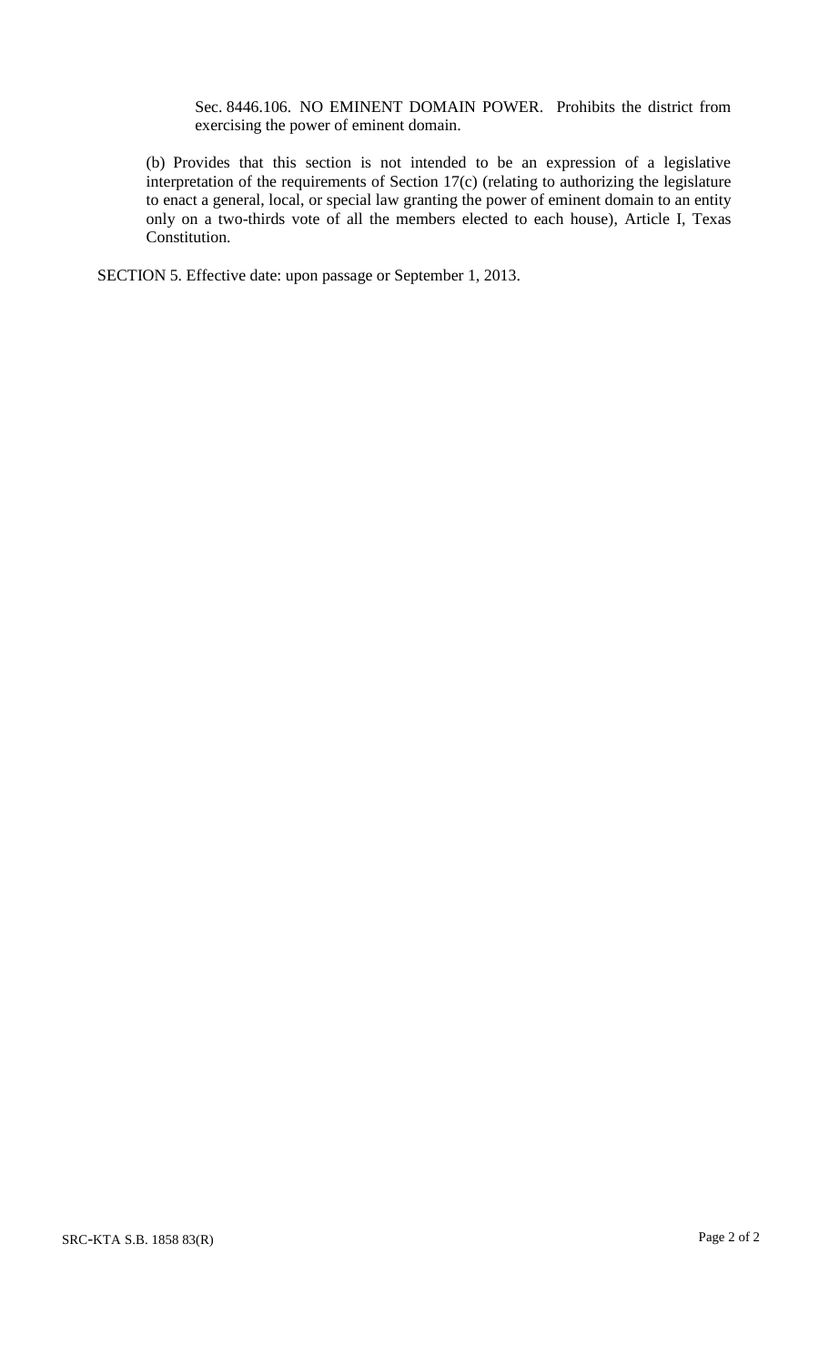Sec. 8446.106. NO EMINENT DOMAIN POWER. Prohibits the district from exercising the power of eminent domain.

(b) Provides that this section is not intended to be an expression of a legislative interpretation of the requirements of Section 17(c) (relating to authorizing the legislature to enact a general, local, or special law granting the power of eminent domain to an entity only on a two-thirds vote of all the members elected to each house), Article I, Texas Constitution.

SECTION 5. Effective date: upon passage or September 1, 2013.